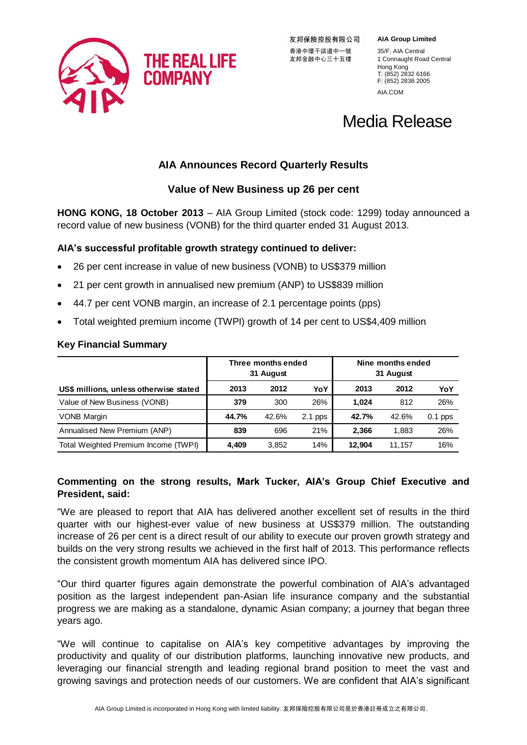友邦保險控股有限公司
香港中環干諾道中一號
友邦金融中心三十五樓

**AIA Group Limited**
35/F, AIA Central
1 Connaught Road Central
Hong Kong
T: (852) 2832 6166
F: (852) 2838 2005
AIA.COM

# Media Release

## AIA Announces Record Quarterly Results

## Value of New Business up 26 per cent

**HONG KONG, 18 October 2013** – AIA Group Limited (stock code: 1299) today announced a record value of new business (VONB) for the third quarter ended 31 August 2013.

### AIA's successful profitable growth strategy continued to deliver:

- 26 per cent increase in value of new business (VONB) to US$379 million
- 21 per cent growth in annualised new premium (ANP) to US$839 million
- 44.7 per cent VONB margin, an increase of 2.1 percentage points (pps)
- Total weighted premium income (TWPI) growth of 14 per cent to US$4,409 million

### Key Financial Summary

| | Three months ended 31 August | | | Nine months ended 31 August | | |
|---|---|---|---|---|---|---|
| **US$ millions, unless otherwise stated** | **2013** | **2012** | **YoY** | **2013** | **2012** | **YoY** |
| Value of New Business (VONB) | **379** | 300 | 26% | **1,024** | 812 | 26% |
| VONB Margin | **44.7%** | 42.6% | 2.1 pps | **42.7%** | 42.6% | 0.1 pps |
| Annualised New Premium (ANP) | **839** | 696 | 21% | **2,366** | 1,883 | 26% |
| Total Weighted Premium Income (TWPI) | **4,409** | 3,852 | 14% | **12,904** | 11,157 | 16% |

**Commenting on the strong results, Mark Tucker, AIA's Group Chief Executive and President, said:**

"We are pleased to report that AIA has delivered another excellent set of results in the third quarter with our highest-ever value of new business at US$379 million. The outstanding increase of 26 per cent is a direct result of our ability to execute our proven growth strategy and builds on the very strong results we achieved in the first half of 2013. This performance reflects the consistent growth momentum AIA has delivered since IPO.

"Our third quarter figures again demonstrate the powerful combination of AIA's advantaged position as the largest independent pan-Asian life insurance company and the substantial progress we are making as a standalone, dynamic Asian company; a journey that began three years ago.

"We will continue to capitalise on AIA's key competitive advantages by improving the productivity and quality of our distribution platforms, launching innovative new products, and leveraging our financial strength and leading regional brand position to meet the vast and growing savings and protection needs of our customers. We are confident that AIA's significant

AIA Group Limited is incorporated in Hong Kong with limited liability. 友邦保險控股有限公司是於香港註冊成立之有限公司。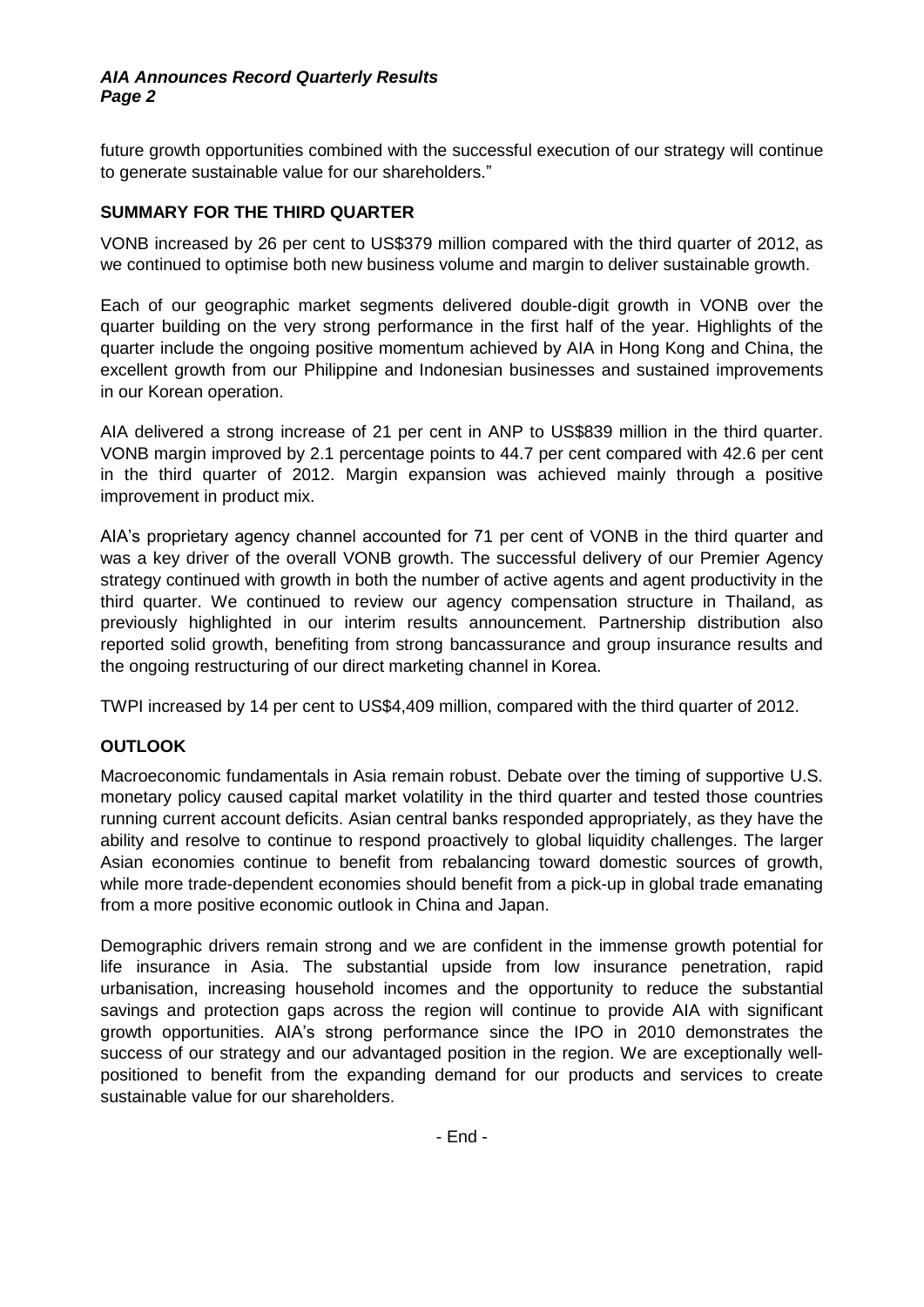future growth opportunities combined with the successful execution of our strategy will continue to generate sustainable value for our shareholders."

## SUMMARY FOR THE THIRD QUARTER

VONB increased by 26 per cent to US$379 million compared with the third quarter of 2012, as we continued to optimise both new business volume and margin to deliver sustainable growth.

Each of our geographic market segments delivered double-digit growth in VONB over the quarter building on the very strong performance in the first half of the year. Highlights of the quarter include the ongoing positive momentum achieved by AIA in Hong Kong and China, the excellent growth from our Philippine and Indonesian businesses and sustained improvements in our Korean operation.

AIA delivered a strong increase of 21 per cent in ANP to US$839 million in the third quarter. VONB margin improved by 2.1 percentage points to 44.7 per cent compared with 42.6 per cent in the third quarter of 2012. Margin expansion was achieved mainly through a positive improvement in product mix.

AIA's proprietary agency channel accounted for 71 per cent of VONB in the third quarter and was a key driver of the overall VONB growth. The successful delivery of our Premier Agency strategy continued with growth in both the number of active agents and agent productivity in the third quarter. We continued to review our agency compensation structure in Thailand, as previously highlighted in our interim results announcement. Partnership distribution also reported solid growth, benefiting from strong bancassurance and group insurance results and the ongoing restructuring of our direct marketing channel in Korea.

TWPI increased by 14 per cent to US$4,409 million, compared with the third quarter of 2012.

## OUTLOOK

Macroeconomic fundamentals in Asia remain robust. Debate over the timing of supportive U.S. monetary policy caused capital market volatility in the third quarter and tested those countries running current account deficits. Asian central banks responded appropriately, as they have the ability and resolve to continue to respond proactively to global liquidity challenges. The larger Asian economies continue to benefit from rebalancing toward domestic sources of growth, while more trade-dependent economies should benefit from a pick-up in global trade emanating from a more positive economic outlook in China and Japan.

Demographic drivers remain strong and we are confident in the immense growth potential for life insurance in Asia. The substantial upside from low insurance penetration, rapid urbanisation, increasing household incomes and the opportunity to reduce the substantial savings and protection gaps across the region will continue to provide AIA with significant growth opportunities. AIA's strong performance since the IPO in 2010 demonstrates the success of our strategy and our advantaged position in the region. We are exceptionally well-positioned to benefit from the expanding demand for our products and services to create sustainable value for our shareholders.

- End -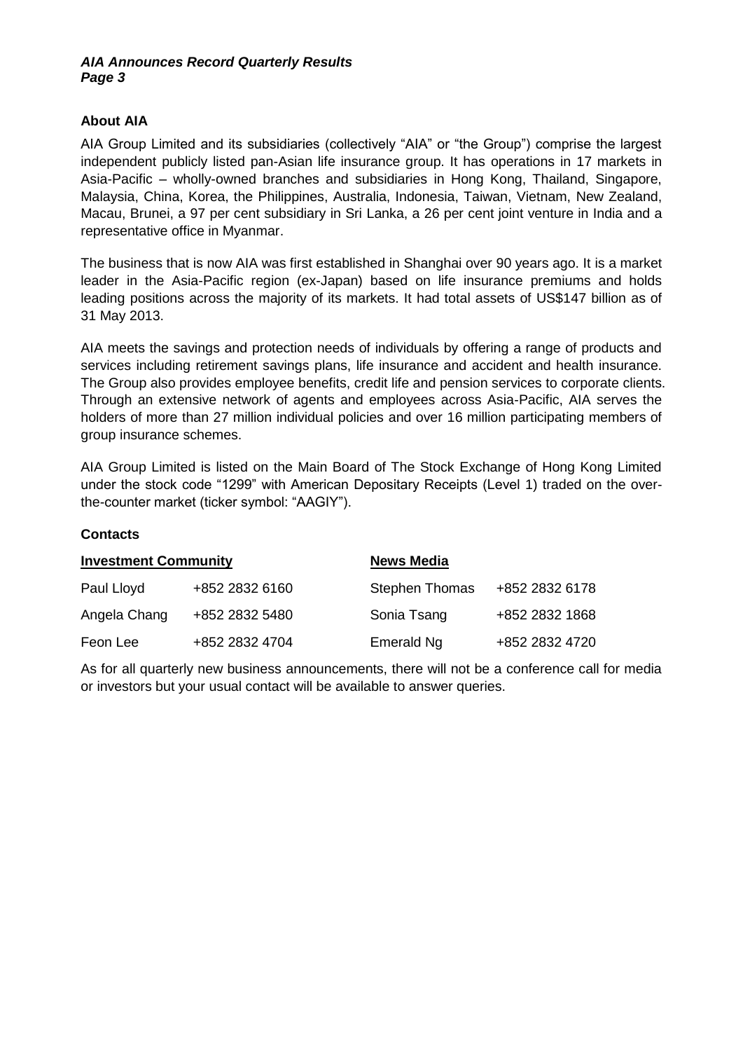## About AIA

AIA Group Limited and its subsidiaries (collectively "AIA" or "the Group") comprise the largest independent publicly listed pan-Asian life insurance group. It has operations in 17 markets in Asia-Pacific – wholly-owned branches and subsidiaries in Hong Kong, Thailand, Singapore, Malaysia, China, Korea, the Philippines, Australia, Indonesia, Taiwan, Vietnam, New Zealand, Macau, Brunei, a 97 per cent subsidiary in Sri Lanka, a 26 per cent joint venture in India and a representative office in Myanmar.

The business that is now AIA was first established in Shanghai over 90 years ago. It is a market leader in the Asia-Pacific region (ex-Japan) based on life insurance premiums and holds leading positions across the majority of its markets. It had total assets of US$147 billion as of 31 May 2013.

AIA meets the savings and protection needs of individuals by offering a range of products and services including retirement savings plans, life insurance and accident and health insurance. The Group also provides employee benefits, credit life and pension services to corporate clients. Through an extensive network of agents and employees across Asia-Pacific, AIA serves the holders of more than 27 million individual policies and over 16 million participating members of group insurance schemes.

AIA Group Limited is listed on the Main Board of The Stock Exchange of Hong Kong Limited under the stock code "1299" with American Depositary Receipts (Level 1) traded on the over-the-counter market (ticker symbol: "AAGIY").

## Contacts

| Investment Community | | News Media | |
|---|---|---|---|
| Paul Lloyd | +852 2832 6160 | Stephen Thomas | +852 2832 6178 |
| Angela Chang | +852 2832 5480 | Sonia Tsang | +852 2832 1868 |
| Feon Lee | +852 2832 4704 | Emerald Ng | +852 2832 4720 |

As for all quarterly new business announcements, there will not be a conference call for media or investors but your usual contact will be available to answer queries.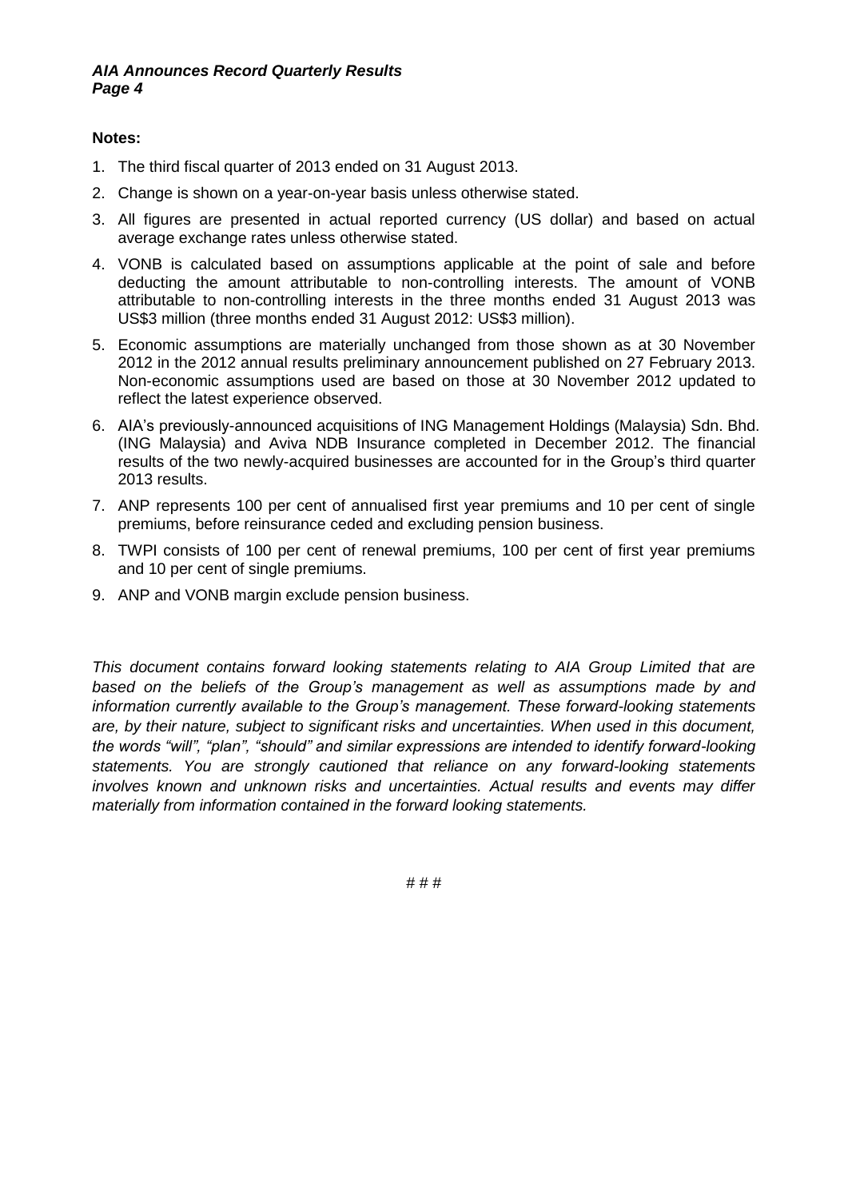**Notes:**

1. The third fiscal quarter of 2013 ended on 31 August 2013.
2. Change is shown on a year-on-year basis unless otherwise stated.
3. All figures are presented in actual reported currency (US dollar) and based on actual average exchange rates unless otherwise stated.
4. VONB is calculated based on assumptions applicable at the point of sale and before deducting the amount attributable to non-controlling interests. The amount of VONB attributable to non-controlling interests in the three months ended 31 August 2013 was US$3 million (three months ended 31 August 2012: US$3 million).
5. Economic assumptions are materially unchanged from those shown as at 30 November 2012 in the 2012 annual results preliminary announcement published on 27 February 2013. Non-economic assumptions used are based on those at 30 November 2012 updated to reflect the latest experience observed.
6. AIA's previously-announced acquisitions of ING Management Holdings (Malaysia) Sdn. Bhd. (ING Malaysia) and Aviva NDB Insurance completed in December 2012. The financial results of the two newly-acquired businesses are accounted for in the Group's third quarter 2013 results.
7. ANP represents 100 per cent of annualised first year premiums and 10 per cent of single premiums, before reinsurance ceded and excluding pension business.
8. TWPI consists of 100 per cent of renewal premiums, 100 per cent of first year premiums and 10 per cent of single premiums.
9. ANP and VONB margin exclude pension business.

*This document contains forward looking statements relating to AIA Group Limited that are based on the beliefs of the Group's management as well as assumptions made by and information currently available to the Group's management. These forward-looking statements are, by their nature, subject to significant risks and uncertainties. When used in this document, the words "will", "plan", "should" and similar expressions are intended to identify forward-looking statements. You are strongly cautioned that reliance on any forward-looking statements involves known and unknown risks and uncertainties. Actual results and events may differ materially from information contained in the forward looking statements.*

# # #